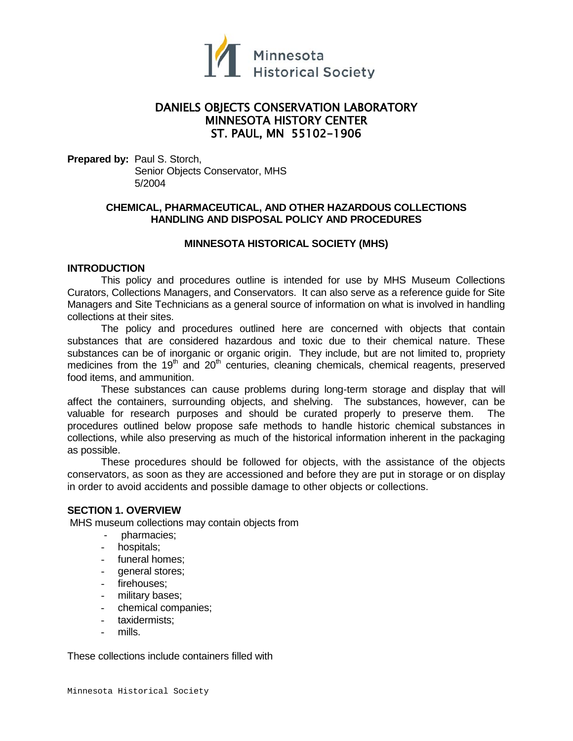Minnesota Historical Society

# DANIELS OBJECTS CONSERVATION LABORATORY
# MINNESOTA HISTORY CENTER
# ST. PAUL, MN 55102-1906

**Prepared by:** Paul S. Storch,
Senior Objects Conservator, MHS
5/2004

## CHEMICAL, PHARMACEUTICAL, AND OTHER HAZARDOUS COLLECTIONS HANDLING AND DISPOSAL POLICY AND PROCEDURES

### MINNESOTA HISTORICAL SOCIETY (MHS)

### INTRODUCTION

This policy and procedures outline is intended for use by MHS Museum Collections Curators, Collections Managers, and Conservators. It can also serve as a reference guide for Site Managers and Site Technicians as a general source of information on what is involved in handling collections at their sites.

The policy and procedures outlined here are concerned with objects that contain substances that are considered hazardous and toxic due to their chemical nature. These substances can be of inorganic or organic origin. They include, but are not limited to, propriety medicines from the 19th and 20th centuries, cleaning chemicals, chemical reagents, preserved food items, and ammunition.

These substances can cause problems during long-term storage and display that will affect the containers, surrounding objects, and shelving. The substances, however, can be valuable for research purposes and should be curated properly to preserve them. The procedures outlined below propose safe methods to handle historic chemical substances in collections, while also preserving as much of the historical information inherent in the packaging as possible.

These procedures should be followed for objects, with the assistance of the objects conservators, as soon as they are accessioned and before they are put in storage or on display in order to avoid accidents and possible damage to other objects or collections.

### SECTION 1. OVERVIEW

MHS museum collections may contain objects from

- pharmacies;
- hospitals;
- funeral homes;
- general stores;
- firehouses;
- military bases;
- chemical companies;
- taxidermists;
- mills.

These collections include containers filled with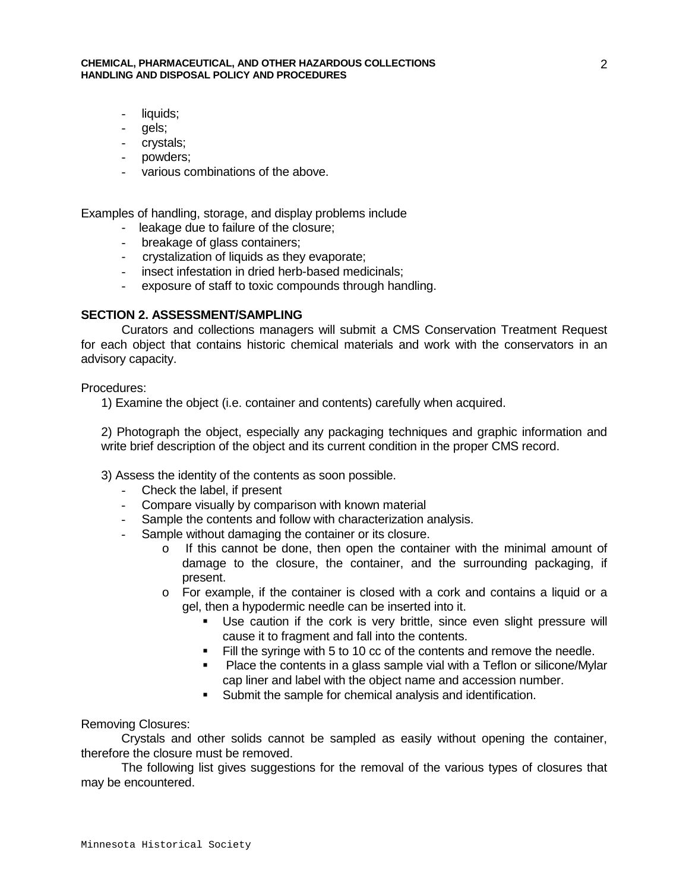- liquids;
- gels;
- crystals;
- powders;
- various combinations of the above.

Examples of handling, storage, and display problems include

- leakage due to failure of the closure;
- breakage of glass containers;
- crystalization of liquids as they evaporate;
- insect infestation in dried herb-based medicinals;
- exposure of staff to toxic compounds through handling.

## SECTION 2. ASSESSMENT/SAMPLING

Curators and collections managers will submit a CMS Conservation Treatment Request for each object that contains historic chemical materials and work with the conservators in an advisory capacity.

Procedures:

1) Examine the object (i.e. container and contents) carefully when acquired.

2) Photograph the object, especially any packaging techniques and graphic information and write brief description of the object and its current condition in the proper CMS record.

3) Assess the identity of the contents as soon possible.

- Check the label, if present
- Compare visually by comparison with known material
- Sample the contents and follow with characterization analysis.
- Sample without damaging the container or its closure.
    - If this cannot be done, then open the container with the minimal amount of damage to the closure, the container, and the surrounding packaging, if present.
    - For example, if the container is closed with a cork and contains a liquid or a gel, then a hypodermic needle can be inserted into it.
        - Use caution if the cork is very brittle, since even slight pressure will cause it to fragment and fall into the contents.
        - Fill the syringe with 5 to 10 cc of the contents and remove the needle.
        - Place the contents in a glass sample vial with a Teflon or silicone/Mylar cap liner and label with the object name and accession number.
        - Submit the sample for chemical analysis and identification.

Removing Closures:

Crystals and other solids cannot be sampled as easily without opening the container, therefore the closure must be removed.

The following list gives suggestions for the removal of the various types of closures that may be encountered.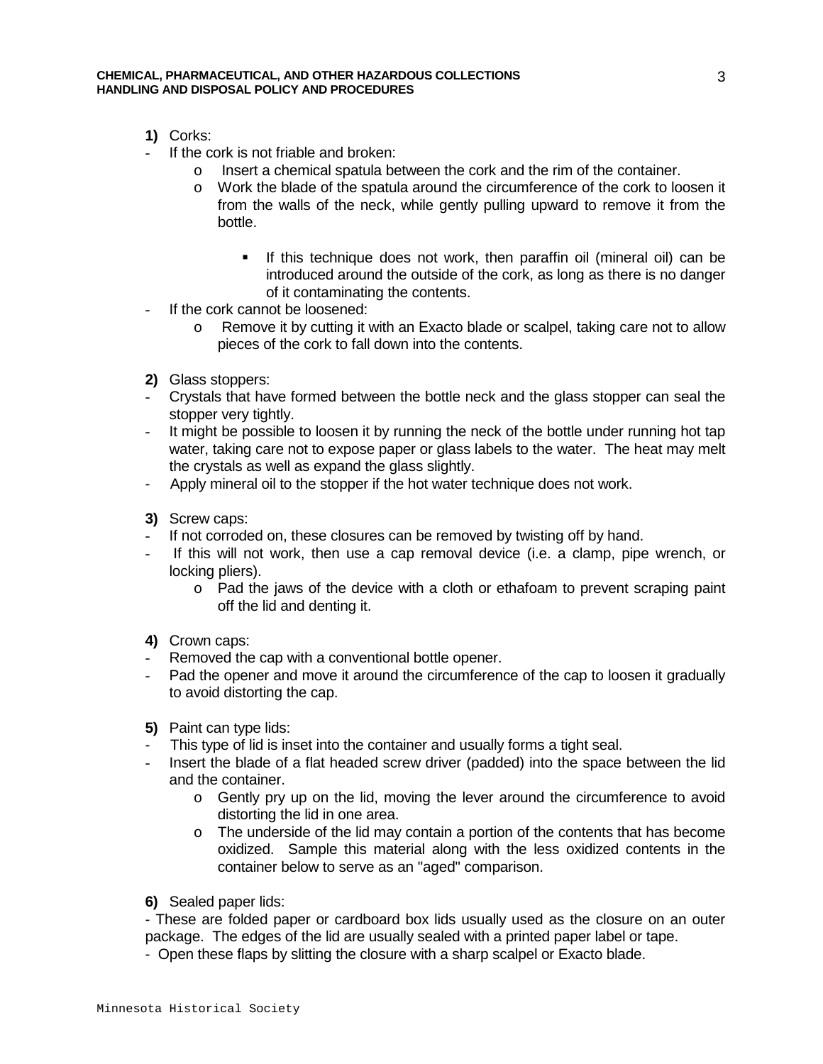**1)** Corks:

- If the cork is not friable and broken:
  - Insert a chemical spatula between the cork and the rim of the container.
  - Work the blade of the spatula around the circumference of the cork to loosen it from the walls of the neck, while gently pulling upward to remove it from the bottle.
    - If this technique does not work, then paraffin oil (mineral oil) can be introduced around the outside of the cork, as long as there is no danger of it contaminating the contents.
- If the cork cannot be loosened:
  - Remove it by cutting it with an Exacto blade or scalpel, taking care not to allow pieces of the cork to fall down into the contents.

**2)** Glass stoppers:

- Crystals that have formed between the bottle neck and the glass stopper can seal the stopper very tightly.
- It might be possible to loosen it by running the neck of the bottle under running hot tap water, taking care not to expose paper or glass labels to the water. The heat may melt the crystals as well as expand the glass slightly.
- Apply mineral oil to the stopper if the hot water technique does not work.

**3)** Screw caps:

- If not corroded on, these closures can be removed by twisting off by hand.
- If this will not work, then use a cap removal device (i.e. a clamp, pipe wrench, or locking pliers).
  - Pad the jaws of the device with a cloth or ethafoam to prevent scraping paint off the lid and denting it.

**4)** Crown caps:

- Removed the cap with a conventional bottle opener.
- Pad the opener and move it around the circumference of the cap to loosen it gradually to avoid distorting the cap.

**5)** Paint can type lids:

- This type of lid is inset into the container and usually forms a tight seal.
- Insert the blade of a flat headed screw driver (padded) into the space between the lid and the container.
  - Gently pry up on the lid, moving the lever around the circumference to avoid distorting the lid in one area.
  - The underside of the lid may contain a portion of the contents that has become oxidized. Sample this material along with the less oxidized contents in the container below to serve as an "aged" comparison.

**6)** Sealed paper lids:

- These are folded paper or cardboard box lids usually used as the closure on an outer package. The edges of the lid are usually sealed with a printed paper label or tape.
- Open these flaps by slitting the closure with a sharp scalpel or Exacto blade.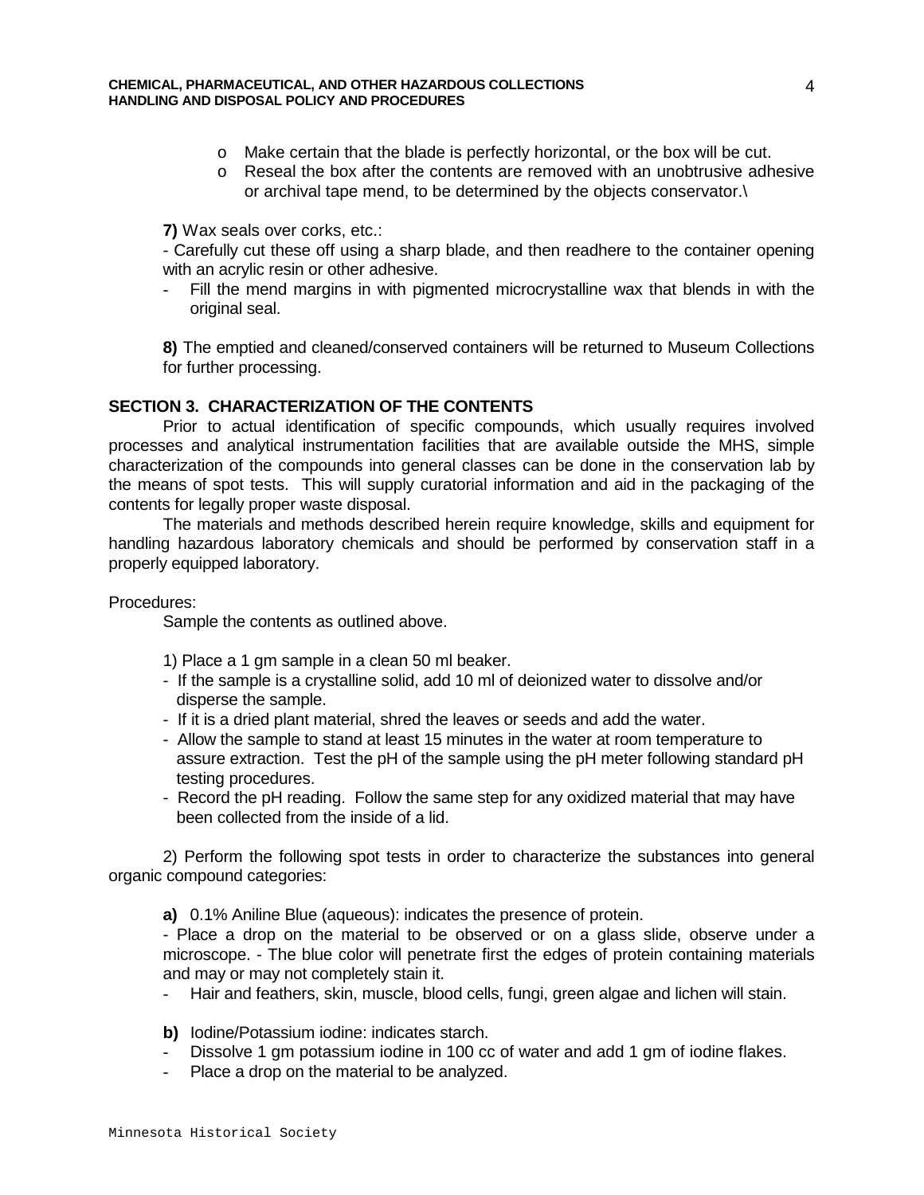- Make certain that the blade is perfectly horizontal, or the box will be cut.
- Reseal the box after the contents are removed with an unobtrusive adhesive or archival tape mend, to be determined by the objects conservator.\

**7)** Wax seals over corks, etc.:

- Carefully cut these off using a sharp blade, and then readhere to the container opening with an acrylic resin or other adhesive.
- Fill the mend margins in with pigmented microcrystalline wax that blends in with the original seal.

**8)** The emptied and cleaned/conserved containers will be returned to Museum Collections for further processing.

## SECTION 3. CHARACTERIZATION OF THE CONTENTS

Prior to actual identification of specific compounds, which usually requires involved processes and analytical instrumentation facilities that are available outside the MHS, simple characterization of the compounds into general classes can be done in the conservation lab by the means of spot tests. This will supply curatorial information and aid in the packaging of the contents for legally proper waste disposal.

The materials and methods described herein require knowledge, skills and equipment for handling hazardous laboratory chemicals and should be performed by conservation staff in a properly equipped laboratory.

Procedures:

Sample the contents as outlined above.

1) Place a 1 gm sample in a clean 50 ml beaker.

- If the sample is a crystalline solid, add 10 ml of deionized water to dissolve and/or disperse the sample.
- If it is a dried plant material, shred the leaves or seeds and add the water.
- Allow the sample to stand at least 15 minutes in the water at room temperature to assure extraction. Test the pH of the sample using the pH meter following standard pH testing procedures.
- Record the pH reading. Follow the same step for any oxidized material that may have been collected from the inside of a lid.

2) Perform the following spot tests in order to characterize the substances into general organic compound categories:

**a)** 0.1% Aniline Blue (aqueous): indicates the presence of protein.

- Place a drop on the material to be observed or on a glass slide, observe under a microscope. - The blue color will penetrate first the edges of protein containing materials and may or may not completely stain it.
- Hair and feathers, skin, muscle, blood cells, fungi, green algae and lichen will stain.

**b)** Iodine/Potassium iodine: indicates starch.

- Dissolve 1 gm potassium iodine in 100 cc of water and add 1 gm of iodine flakes.
- Place a drop on the material to be analyzed.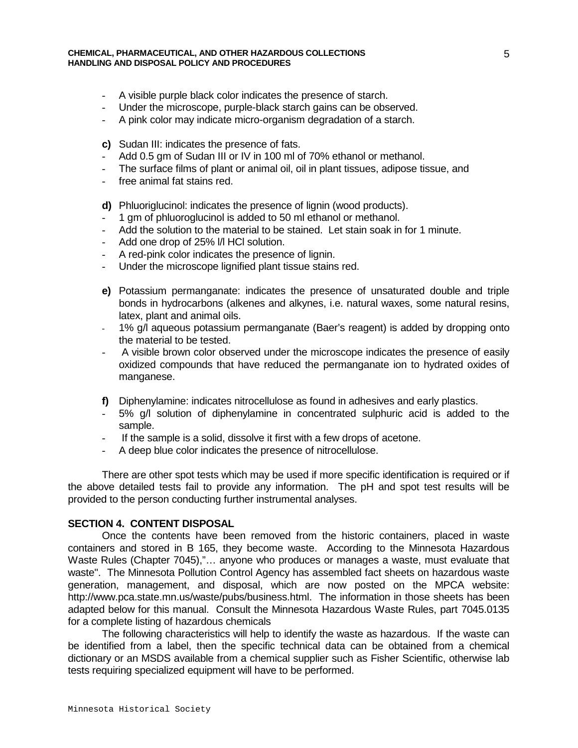- A visible purple black color indicates the presence of starch.
- Under the microscope, purple-black starch gains can be observed.
- A pink color may indicate micro-organism degradation of a starch.

**c)** Sudan III: indicates the presence of fats.

- Add 0.5 gm of Sudan III or IV in 100 ml of 70% ethanol or methanol.
- The surface films of plant or animal oil, oil in plant tissues, adipose tissue, and
- free animal fat stains red.

**d)** Phluoriglucinol: indicates the presence of lignin (wood products).

- 1 gm of phluoroglucinol is added to 50 ml ethanol or methanol.
- Add the solution to the material to be stained. Let stain soak in for 1 minute.
- Add one drop of 25% l/l HCl solution.
- A red-pink color indicates the presence of lignin.
- Under the microscope lignified plant tissue stains red.

**e)** Potassium permanganate: indicates the presence of unsaturated double and triple bonds in hydrocarbons (alkenes and alkynes, i.e. natural waxes, some natural resins, latex, plant and animal oils.

- 1% g/l aqueous potassium permanganate (Baer's reagent) is added by dropping onto the material to be tested.
- A visible brown color observed under the microscope indicates the presence of easily oxidized compounds that have reduced the permanganate ion to hydrated oxides of manganese.

**f)** Diphenylamine: indicates nitrocellulose as found in adhesives and early plastics.

- 5% g/l solution of diphenylamine in concentrated sulphuric acid is added to the sample.
- If the sample is a solid, dissolve it first with a few drops of acetone.
- A deep blue color indicates the presence of nitrocellulose.

There are other spot tests which may be used if more specific identification is required or if the above detailed tests fail to provide any information. The pH and spot test results will be provided to the person conducting further instrumental analyses.

## SECTION 4. CONTENT DISPOSAL

Once the contents have been removed from the historic containers, placed in waste containers and stored in B 165, they become waste. According to the Minnesota Hazardous Waste Rules (Chapter 7045),"… anyone who produces or manages a waste, must evaluate that waste". The Minnesota Pollution Control Agency has assembled fact sheets on hazardous waste generation, management, and disposal, which are now posted on the MPCA website: http://www.pca.state.mn.us/waste/pubs/business.html. The information in those sheets has been adapted below for this manual. Consult the Minnesota Hazardous Waste Rules, part 7045.0135 for a complete listing of hazardous chemicals

The following characteristics will help to identify the waste as hazardous. If the waste can be identified from a label, then the specific technical data can be obtained from a chemical dictionary or an MSDS available from a chemical supplier such as Fisher Scientific, otherwise lab tests requiring specialized equipment will have to be performed.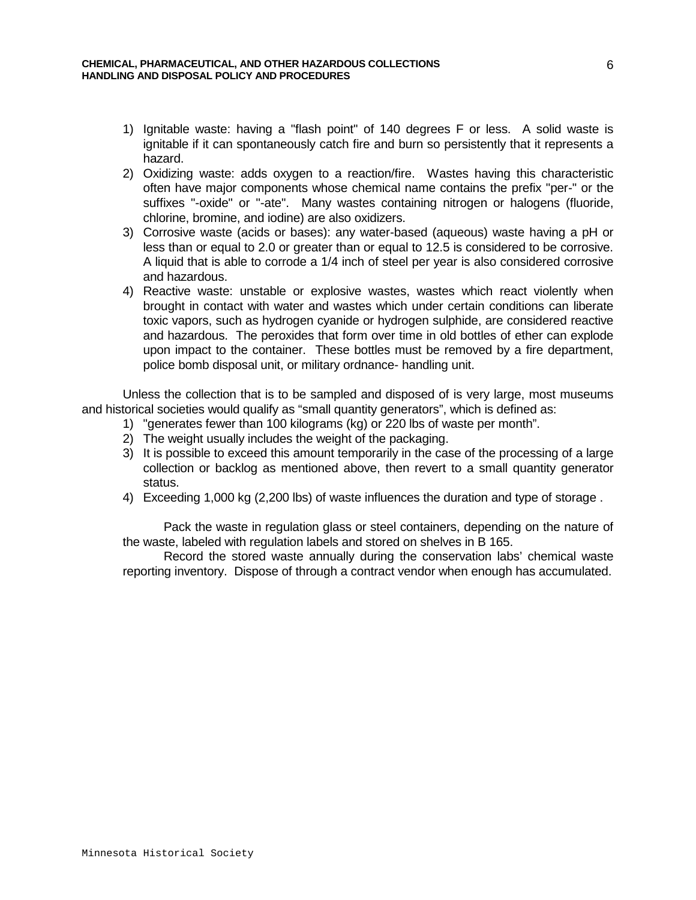1) Ignitable waste: having a "flash point" of 140 degrees F or less. A solid waste is ignitable if it can spontaneously catch fire and burn so persistently that it represents a hazard.
2) Oxidizing waste: adds oxygen to a reaction/fire. Wastes having this characteristic often have major components whose chemical name contains the prefix "per-" or the suffixes "-oxide" or "-ate". Many wastes containing nitrogen or halogens (fluoride, chlorine, bromine, and iodine) are also oxidizers.
3) Corrosive waste (acids or bases): any water-based (aqueous) waste having a pH or less than or equal to 2.0 or greater than or equal to 12.5 is considered to be corrosive. A liquid that is able to corrode a 1/4 inch of steel per year is also considered corrosive and hazardous.
4) Reactive waste: unstable or explosive wastes, wastes which react violently when brought in contact with water and wastes which under certain conditions can liberate toxic vapors, such as hydrogen cyanide or hydrogen sulphide, are considered reactive and hazardous. The peroxides that form over time in old bottles of ether can explode upon impact to the container. These bottles must be removed by a fire department, police bomb disposal unit, or military ordnance- handling unit.

Unless the collection that is to be sampled and disposed of is very large, most museums and historical societies would qualify as "small quantity generators", which is defined as:

1) "generates fewer than 100 kilograms (kg) or 220 lbs of waste per month".
2) The weight usually includes the weight of the packaging.
3) It is possible to exceed this amount temporarily in the case of the processing of a large collection or backlog as mentioned above, then revert to a small quantity generator status.
4) Exceeding 1,000 kg (2,200 lbs) of waste influences the duration and type of storage .

Pack the waste in regulation glass or steel containers, depending on the nature of the waste, labeled with regulation labels and stored on shelves in B 165.

Record the stored waste annually during the conservation labs' chemical waste reporting inventory. Dispose of through a contract vendor when enough has accumulated.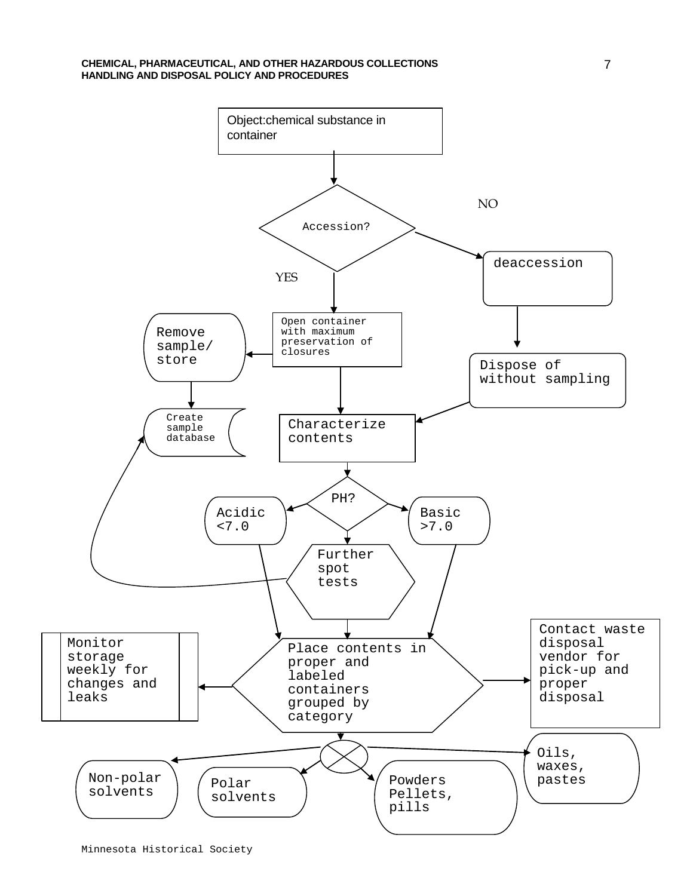Object:chemical substance in container

Accession?

NO

YES

deaccession

Open container with maximum preservation of closures

Remove sample/ store

Dispose of without sampling

Create sample database

Characterize contents

PH?

Acidic <7.0

Basic >7.0

Further spot tests

Monitor storage weekly for changes and leaks

Place contents in proper and labeled containers grouped by category

Contact waste disposal vendor for pick-up and proper disposal

Non-polar solvents

Polar solvents

Powders Pellets, pills

Oils, waxes, pastes

Minnesota Historical Society